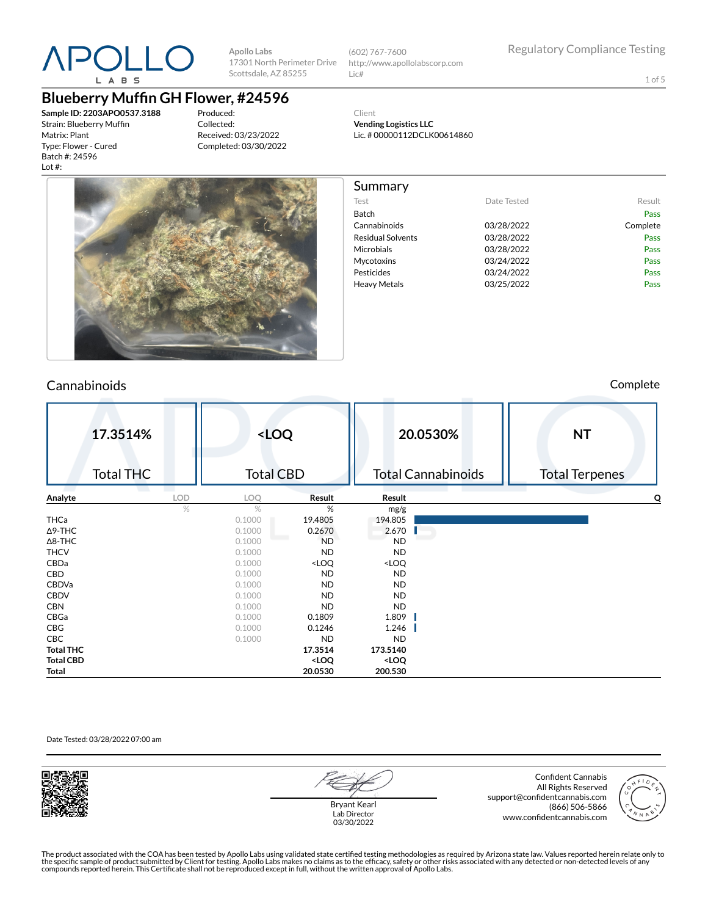# Blueberry Muffin GH Flower, #24596

Apollo Labs
17301 North Perimeter Drive
Scottsdale, AZ 85255

(602) 767-7600
http://www.apollolabscorp.com
Lic#

Regulatory Compliance Testing

**Sample ID: 2203APO0537.3188**
Strain: Blueberry Muffin
Matrix: Plant
Type: Flower - Cured
Batch #: 24596
Lot #:

Produced:
Collected:
Received: 03/23/2022
Completed: 03/30/2022

Client
**Vending Logistics LLC**
Lic. # 00000112DCLK00614860

## Summary

| Test | Date Tested | Result |
|---|---|---|
| Batch | | Pass |
| Cannabinoids | 03/28/2022 | Complete |
| Residual Solvents | 03/28/2022 | Pass |
| Microbials | 03/28/2022 | Pass |
| Mycotoxins | 03/24/2022 | Pass |
| Pesticides | 03/24/2022 | Pass |
| Heavy Metals | 03/25/2022 | Pass |

## Cannabinoids

Complete

| 17.3514% | <LOQ | 20.0530% | NT |
|---|---|---|---|
| Total THC | Total CBD | Total Cannabinoids | Total Terpenes |

| Analyte | LOD | LOQ | Result | Result | Q |
|---|---|---|---|---|---|
| | % | % | % | mg/g | |
| THCa | | 0.1000 | 19.4805 | 194.805 | |
| Δ9-THC | | 0.1000 | 0.2670 | 2.670 | |
| Δ8-THC | | 0.1000 | ND | ND | |
| THCV | | 0.1000 | ND | ND | |
| CBDa | | 0.1000 | <LOQ | <LOQ | |
| CBD | | 0.1000 | ND | ND | |
| CBDVa | | 0.1000 | ND | ND | |
| CBDV | | 0.1000 | ND | ND | |
| CBN | | 0.1000 | ND | ND | |
| CBGa | | 0.1000 | 0.1809 | 1.809 | |
| CBG | | 0.1000 | 0.1246 | 1.246 | |
| CBC | | 0.1000 | ND | ND | |
| **Total THC** | | | **17.3514** | **173.5140** | |
| **Total CBD** | | | **<LOQ** | **<LOQ** | |
| **Total** | | | **20.0530** | **200.530** | |

Date Tested: 03/28/2022 07:00 am

Bryant Kearl
Lab Director
03/30/2022

Confident Cannabis
All Rights Reserved
support@confidentcannabis.com
(866) 506-5866
www.confidentcannabis.com

The product associated with the COA has been tested by Apollo Labs using validated state certified testing methodologies as required by Arizona state law. Values reported herein relate only to the specific sample of product submitted by Client for testing. Apollo Labs makes no claims as to the efficacy, safety or other risks associated with any detected or non-detected levels of any compounds reported herein. This Certificate shall not be reproduced except in full, without the written approval of Apollo Labs.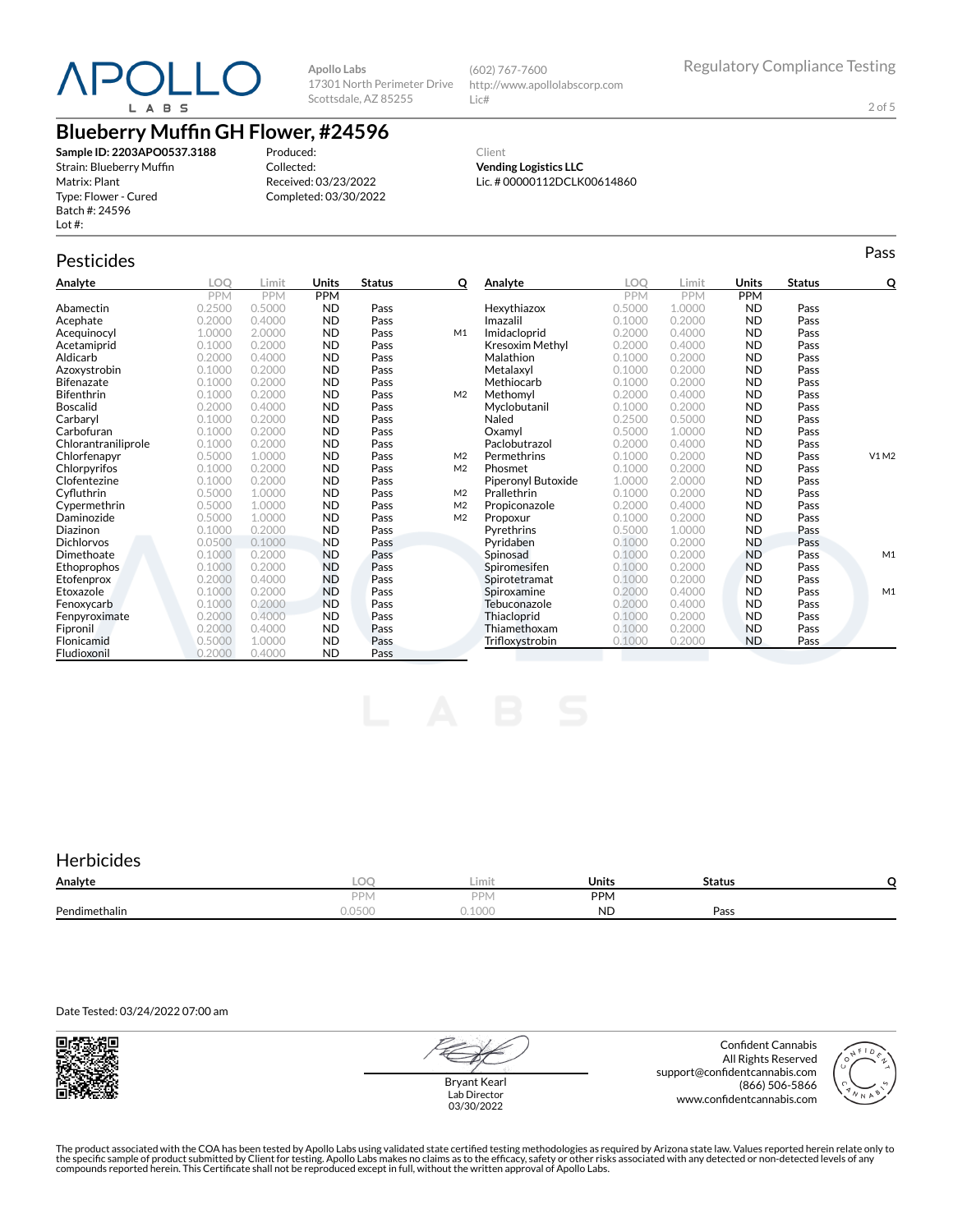# Apollo Labs

Apollo Labs
17301 North Perimeter Drive
Scottsdale, AZ 85255

(602) 767-7600
http://www.apollolabscorp.com
Lic#

Regulatory Compliance Testing

## Blueberry Muffin GH Flower, #24596

**Sample ID: 2203APO0537.3188**
Strain: Blueberry Muffin
Matrix: Plant
Type: Flower - Cured
Batch #: 24596
Lot #:

Produced:
Collected:
Received: 03/23/2022
Completed: 03/30/2022

Client
**Vending Logistics LLC**
Lic. # 00000112DCLK00614860

## Pesticides

Pass

| Analyte | LOQ | Limit | Units | Status | Q |
|---|---|---|---|---|---|
| | PPM | PPM | PPM | | |
| Abamectin | 0.2500 | 0.5000 | ND | Pass | |
| Acephate | 0.2000 | 0.4000 | ND | Pass | |
| Acequinocyl | 1.0000 | 2.0000 | ND | Pass | M1 |
| Acetamiprid | 0.1000 | 0.2000 | ND | Pass | |
| Aldicarb | 0.2000 | 0.4000 | ND | Pass | |
| Azoxystrobin | 0.1000 | 0.2000 | ND | Pass | |
| Bifenazate | 0.1000 | 0.2000 | ND | Pass | |
| Bifenthrin | 0.1000 | 0.2000 | ND | Pass | M2 |
| Boscalid | 0.2000 | 0.4000 | ND | Pass | |
| Carbaryl | 0.1000 | 0.2000 | ND | Pass | |
| Carbofuran | 0.1000 | 0.2000 | ND | Pass | |
| Chlorantraniliprole | 0.1000 | 0.2000 | ND | Pass | |
| Chlorfenapyr | 0.5000 | 1.0000 | ND | Pass | M2 |
| Chlorpyrifos | 0.1000 | 0.2000 | ND | Pass | M2 |
| Clofentezine | 0.1000 | 0.2000 | ND | Pass | |
| Cyfluthrin | 0.5000 | 1.0000 | ND | Pass | M2 |
| Cypermethrin | 0.5000 | 1.0000 | ND | Pass | M2 |
| Daminozide | 0.5000 | 1.0000 | ND | Pass | M2 |
| Diazinon | 0.1000 | 0.2000 | ND | Pass | |
| Dichlorvos | 0.0500 | 0.1000 | ND | Pass | |
| Dimethoate | 0.1000 | 0.2000 | ND | Pass | |
| Ethoprophos | 0.1000 | 0.2000 | ND | Pass | |
| Etofenprox | 0.2000 | 0.4000 | ND | Pass | |
| Etoxazole | 0.1000 | 0.2000 | ND | Pass | |
| Fenoxycarb | 0.1000 | 0.2000 | ND | Pass | |
| Fenpyroximate | 0.2000 | 0.4000 | ND | Pass | |
| Fipronil | 0.2000 | 0.4000 | ND | Pass | |
| Flonicamid | 0.5000 | 1.0000 | ND | Pass | |
| Fludioxonil | 0.2000 | 0.4000 | ND | Pass | |
| Hexythiazox | 0.5000 | 1.0000 | ND | Pass | |
| Imazalil | 0.1000 | 0.2000 | ND | Pass | |
| Imidacloprid | 0.2000 | 0.4000 | ND | Pass | |
| Kresoxim Methyl | 0.2000 | 0.4000 | ND | Pass | |
| Malathion | 0.1000 | 0.2000 | ND | Pass | |
| Metalaxyl | 0.1000 | 0.2000 | ND | Pass | |
| Methiocarb | 0.1000 | 0.2000 | ND | Pass | |
| Methomyl | 0.2000 | 0.4000 | ND | Pass | |
| Myclobutanil | 0.1000 | 0.2000 | ND | Pass | |
| Naled | 0.2500 | 0.5000 | ND | Pass | |
| Oxamyl | 0.5000 | 1.0000 | ND | Pass | |
| Paclobutrazol | 0.2000 | 0.4000 | ND | Pass | |
| Permethrins | 0.1000 | 0.2000 | ND | Pass | V1 M2 |
| Phosmet | 0.1000 | 0.2000 | ND | Pass | |
| Piperonyl Butoxide | 1.0000 | 2.0000 | ND | Pass | |
| Prallethrin | 0.1000 | 0.2000 | ND | Pass | |
| Propiconazole | 0.2000 | 0.4000 | ND | Pass | |
| Propoxur | 0.1000 | 0.2000 | ND | Pass | |
| Pyrethrins | 0.5000 | 1.0000 | ND | Pass | |
| Pyridaben | 0.1000 | 0.2000 | ND | Pass | |
| Spinosad | 0.1000 | 0.2000 | ND | Pass | M1 |
| Spiromesifen | 0.1000 | 0.2000 | ND | Pass | |
| Spirotetramat | 0.1000 | 0.2000 | ND | Pass | |
| Spiroxamine | 0.2000 | 0.4000 | ND | Pass | M1 |
| Tebuconazole | 0.2000 | 0.4000 | ND | Pass | |
| Thiacloprid | 0.1000 | 0.2000 | ND | Pass | |
| Thiamethoxam | 0.1000 | 0.2000 | ND | Pass | |
| Trifloxystrobin | 0.1000 | 0.2000 | ND | Pass | |

## Herbicides

| Analyte | LOQ | Limit | Units | Status | Q |
|---|---|---|---|---|---|
| | PPM | PPM | PPM | | |
| Pendimethalin | 0.0500 | 0.1000 | ND | Pass | |

Date Tested: 03/24/2022 07:00 am

Bryant Kearl
Lab Director
03/30/2022

Confident Cannabis
All Rights Reserved
support@confidentcannabis.com
(866) 506-5866
www.confidentcannabis.com

The product associated with the COA has been tested by Apollo Labs using validated state certified testing methodologies as required by Arizona state law. Values reported herein relate only to the specific sample of product submitted by Client for testing. Apollo Labs makes no claims as to the efficacy, safety or other risks associated with any detected or non-detected levels of any compounds reported herein. This Certificate shall not be reproduced except in full, without the written approval of Apollo Labs.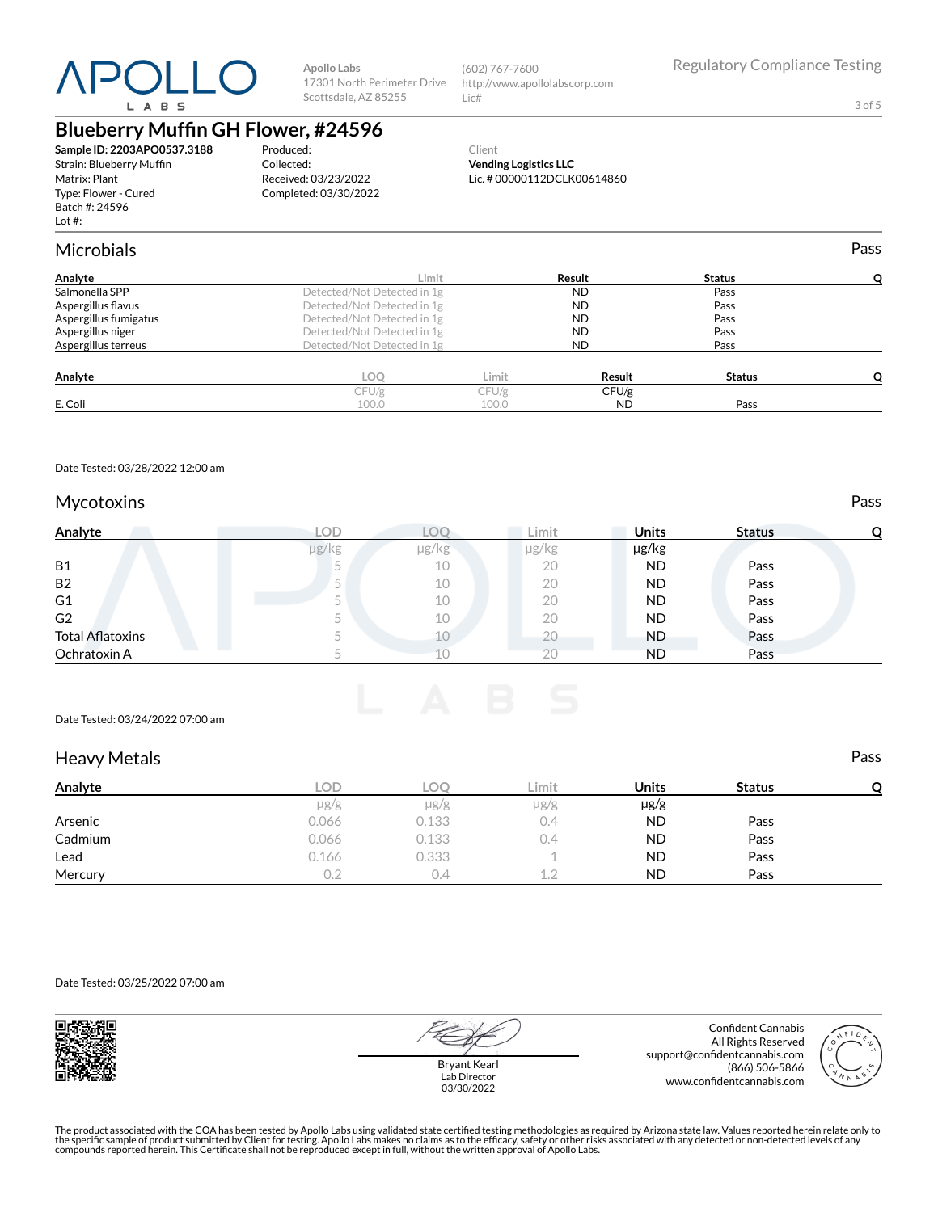**Apollo Labs**
17301 North Perimeter Drive
Scottsdale, AZ 85255

(602) 767-7600
http://www.apollolabscorp.com
Lic#

Regulatory Compliance Testing

# Blueberry Muffin GH Flower, #24596

**Sample ID: 2203APO0537.3188**
Strain: Blueberry Muffin
Matrix: Plant
Type: Flower - Cured
Batch #: 24596
Lot #:

Produced:
Collected:
Received: 03/23/2022
Completed: 03/30/2022

Client
**Vending Logistics LLC**
Lic. # 00000112DCLK00614860

## Microbials — Pass

| Analyte | Limit | Result | Status | Q |
|---|---|---|---|---|
| Salmonella SPP | Detected/Not Detected in 1g | ND | Pass | |
| Aspergillus flavus | Detected/Not Detected in 1g | ND | Pass | |
| Aspergillus fumigatus | Detected/Not Detected in 1g | ND | Pass | |
| Aspergillus niger | Detected/Not Detected in 1g | ND | Pass | |
| Aspergillus terreus | Detected/Not Detected in 1g | ND | Pass | |

| Analyte | LOQ | Limit | Result | Status | Q |
|---|---|---|---|---|---|
| | CFU/g | CFU/g | CFU/g | | |
| E. Coli | 100.0 | 100.0 | ND | Pass | |

Date Tested: 03/28/2022 12:00 am

## Mycotoxins — Pass

| Analyte | LOD | LOQ | Limit | Units | Status | Q |
|---|---|---|---|---|---|---|
| | µg/kg | µg/kg | µg/kg | µg/kg | | |
| B1 | 5 | 10 | 20 | ND | Pass | |
| B2 | 5 | 10 | 20 | ND | Pass | |
| G1 | 5 | 10 | 20 | ND | Pass | |
| G2 | 5 | 10 | 20 | ND | Pass | |
| Total Aflatoxins | 5 | 10 | 20 | ND | Pass | |
| Ochratoxin A | 5 | 10 | 20 | ND | Pass | |

Date Tested: 03/24/2022 07:00 am

## Heavy Metals — Pass

| Analyte | LOD | LOQ | Limit | Units | Status | Q |
|---|---|---|---|---|---|---|
| | µg/g | µg/g | µg/g | µg/g | | |
| Arsenic | 0.066 | 0.133 | 0.4 | ND | Pass | |
| Cadmium | 0.066 | 0.133 | 0.4 | ND | Pass | |
| Lead | 0.166 | 0.333 | 1 | ND | Pass | |
| Mercury | 0.2 | 0.4 | 1.2 | ND | Pass | |

Date Tested: 03/25/2022 07:00 am

Bryant Kearl
Lab Director
03/30/2022

Confident Cannabis
All Rights Reserved
support@confidentcannabis.com
(866) 506-5866
www.confidentcannabis.com

The product associated with the COA has been tested by Apollo Labs using validated state certified testing methodologies as required by Arizona state law. Values reported herein relate only to the specific sample of product submitted by Client for testing. Apollo Labs makes no claims as to the efficacy, safety or other risks associated with any detected or non-detected levels of any compounds reported herein. This Certificate shall not be reproduced except in full, without the written approval of Apollo Labs.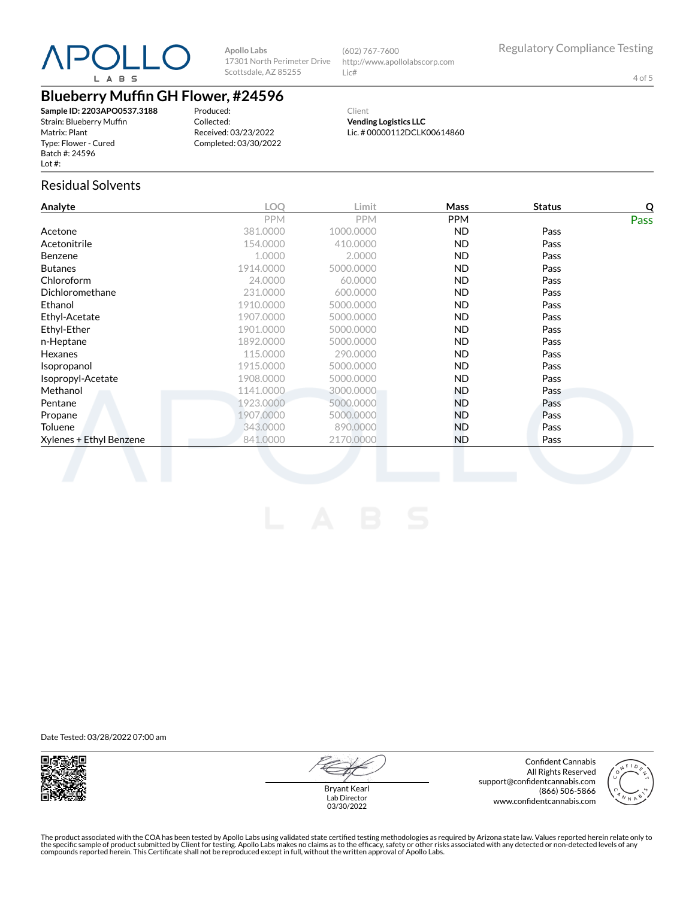Apollo Labs
17301 North Perimeter Drive
Scottsdale, AZ 85255

(602) 767-7600
http://www.apollolabscorp.com
Lic#

Regulatory Compliance Testing

# Blueberry Muffin GH Flower, #24596

**Sample ID: 2203APO0537.3188**
Strain: Blueberry Muffin
Matrix: Plant
Type: Flower - Cured
Batch #: 24596
Lot #:

Produced:
Collected:
Received: 03/23/2022
Completed: 03/30/2022

Client
**Vending Logistics LLC**
Lic. # 00000112DCLK00614860

## Residual Solvents

| Analyte | LOQ | Limit | Mass | Status | Q |
|---|---|---|---|---|---|
| | PPM | PPM | PPM | | Pass |
| Acetone | 381.0000 | 1000.0000 | ND | Pass | |
| Acetonitrile | 154.0000 | 410.0000 | ND | Pass | |
| Benzene | 1.0000 | 2.0000 | ND | Pass | |
| Butanes | 1914.0000 | 5000.0000 | ND | Pass | |
| Chloroform | 24.0000 | 60.0000 | ND | Pass | |
| Dichloromethane | 231.0000 | 600.0000 | ND | Pass | |
| Ethanol | 1910.0000 | 5000.0000 | ND | Pass | |
| Ethyl-Acetate | 1907.0000 | 5000.0000 | ND | Pass | |
| Ethyl-Ether | 1901.0000 | 5000.0000 | ND | Pass | |
| n-Heptane | 1892.0000 | 5000.0000 | ND | Pass | |
| Hexanes | 115.0000 | 290.0000 | ND | Pass | |
| Isopropanol | 1915.0000 | 5000.0000 | ND | Pass | |
| Isopropyl-Acetate | 1908.0000 | 5000.0000 | ND | Pass | |
| Methanol | 1141.0000 | 3000.0000 | ND | Pass | |
| Pentane | 1923.0000 | 5000.0000 | ND | Pass | |
| Propane | 1907.0000 | 5000.0000 | ND | Pass | |
| Toluene | 343.0000 | 890.0000 | ND | Pass | |
| Xylenes + Ethyl Benzene | 841.0000 | 2170.0000 | ND | Pass | |

Date Tested: 03/28/2022 07:00 am

Bryant Kearl
Lab Director
03/30/2022

Confident Cannabis
All Rights Reserved
support@confidentcannabis.com
(866) 506-5866
www.confidentcannabis.com

The product associated with the COA has been tested by Apollo Labs using validated state certified testing methodologies as required by Arizona state law. Values reported herein relate only to the specific sample of product submitted by Client for testing. Apollo Labs makes no claims as to the efficacy, safety or other risks associated with any detected or non-detected levels of any compounds reported herein. This Certificate shall not be reproduced except in full, without the written approval of Apollo Labs.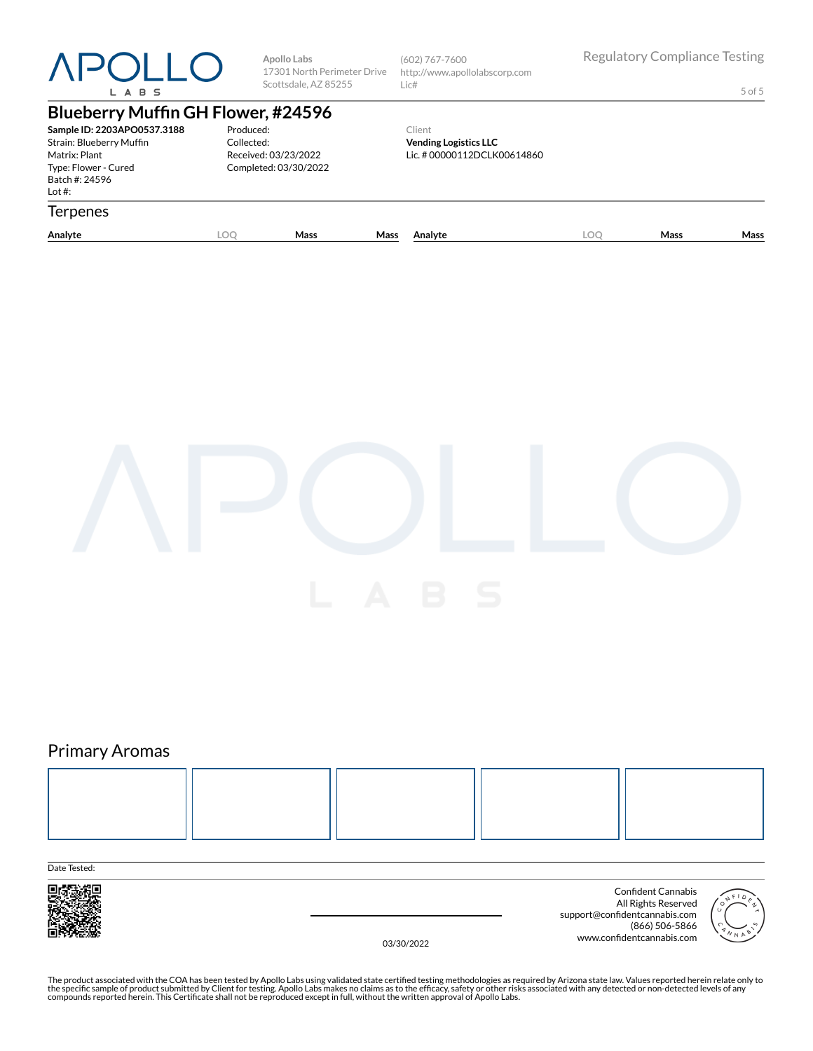# Blueberry Muffin GH Flower, #24596

**Sample ID: 2203APO0537.3188**
Strain: Blueberry Muffin
Matrix: Plant
Type: Flower - Cured
Batch #: 24596
Lot #:

Produced:
Collected:
Received: 03/23/2022
Completed: 03/30/2022

Client
**Vending Logistics LLC**
Lic. # 00000112DCLK00614860

## Terpenes

| Analyte | LOQ | Mass | Mass | Analyte | LOQ | Mass | Mass |
|---|---|---|---|---|---|---|---|

## Primary Aromas

Date Tested:

03/30/2022

Confident Cannabis
All Rights Reserved
support@confidentcannabis.com
(866) 506-5866
www.confidentcannabis.com

The product associated with the COA has been tested by Apollo Labs using validated state certified testing methodologies as required by Arizona state law. Values reported herein relate only to the specific sample of product submitted by Client for testing. Apollo Labs makes no claims as to the efficacy, safety or other risks associated with any detected or non-detected levels of any compounds reported herein. This Certificate shall not be reproduced except in full, without the written approval of Apollo Labs.